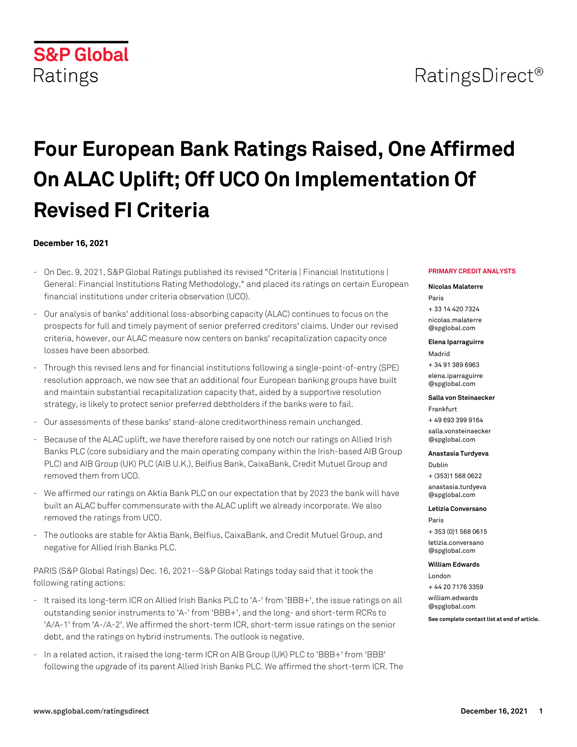S&P Global Ratings

RatingsDirect®

# Four European Bank Ratings Raised, One Affirmed On ALAC Uplift; Off UCO On Implementation Of Revised FI Criteria

**December 16, 2021**

- On Dec. 9, 2021, S&P Global Ratings published its revised "Criteria | Financial Institutions | General: Financial Institutions Rating Methodology," and placed its ratings on certain European financial institutions under criteria observation (UCO).
- Our analysis of banks' additional loss-absorbing capacity (ALAC) continues to focus on the prospects for full and timely payment of senior preferred creditors' claims. Under our revised criteria, however, our ALAC measure now centers on banks' recapitalization capacity once losses have been absorbed.
- Through this revised lens and for financial institutions following a single-point-of-entry (SPE) resolution approach, we now see that an additional four European banking groups have built and maintain substantial recapitalization capacity that, aided by a supportive resolution strategy, is likely to protect senior preferred debtholders if the banks were to fail.
- Our assessments of these banks' stand-alone creditworthiness remain unchanged.
- Because of the ALAC uplift, we have therefore raised by one notch our ratings on Allied Irish Banks PLC (core subsidiary and the main operating company within the Irish-based AIB Group PLC) and AIB Group (UK) PLC (AIB U.K.), Belfius Bank, CaixaBank, Credit Mutuel Group and removed them from UCO.
- We affirmed our ratings on Aktia Bank PLC on our expectation that by 2023 the bank will have built an ALAC buffer commensurate with the ALAC uplift we already incorporate. We also removed the ratings from UCO.
- The outlooks are stable for Aktia Bank, Belfius, CaixaBank, and Credit Mutuel Group, and negative for Allied Irish Banks PLC.

PARIS (S&P Global Ratings) Dec. 16, 2021--S&P Global Ratings today said that it took the following rating actions:

- It raised its long-term ICR on Allied Irish Banks PLC to 'A-' from 'BBB+', the issue ratings on all outstanding senior instruments to 'A-' from 'BBB+', and the long- and short-term RCRs to 'A/A-1' from 'A-/A-2'. We affirmed the short-term ICR, short-term issue ratings on the senior debt, and the ratings on hybrid instruments. The outlook is negative.
- In a related action, it raised the long-term ICR on AIB Group (UK) PLC to 'BBB+' from 'BBB' following the upgrade of its parent Allied Irish Banks PLC. We affirmed the short-term ICR. The

**PRIMARY CREDIT ANALYSTS**

**Nicolas Malaterre**
Paris
+ 33 14 420 7324
nicolas.malaterre@spglobal.com

**Elena Iparraguirre**
Madrid
+ 34 91 389 6963
elena.iparraguirre@spglobal.com

**Salla von Steinaecker**
Frankfurt
+ 49 693 399 9164
salla.vonsteinaecker@spglobal.com

**Anastasia Turdyeva**
Dublin
+ (353)1 568 0622
anastasia.turdyeva@spglobal.com

**Letizia Conversano**
Paris
+ 353 (0)1 568 0615
letizia.conversano@spglobal.com

**William Edwards**
London
+ 44 20 7176 3359
william.edwards@spglobal.com

**See complete contact list at end of article.**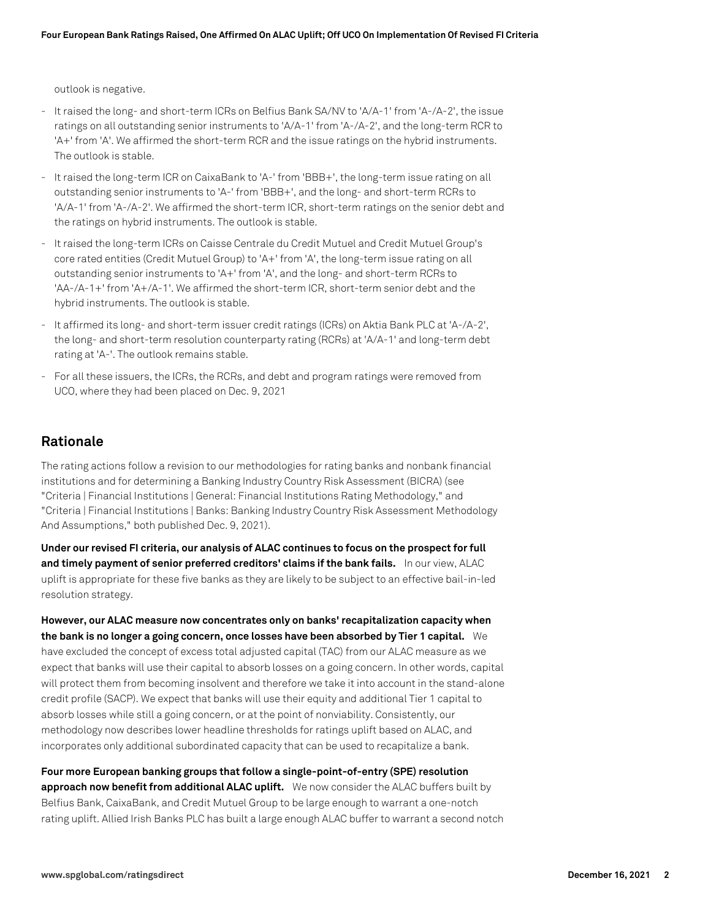outlook is negative.

- It raised the long- and short-term ICRs on Belfius Bank SA/NV to 'A/A-1' from 'A-/A-2', the issue ratings on all outstanding senior instruments to 'A/A-1' from 'A-/A-2', and the long-term RCR to 'A+' from 'A'. We affirmed the short-term RCR and the issue ratings on the hybrid instruments. The outlook is stable.
- It raised the long-term ICR on CaixaBank to 'A-' from 'BBB+', the long-term issue rating on all outstanding senior instruments to 'A-' from 'BBB+', and the long- and short-term RCRs to 'A/A-1' from 'A-/A-2'. We affirmed the short-term ICR, short-term ratings on the senior debt and the ratings on hybrid instruments. The outlook is stable.
- It raised the long-term ICRs on Caisse Centrale du Credit Mutuel and Credit Mutuel Group's core rated entities (Credit Mutuel Group) to 'A+' from 'A', the long-term issue rating on all outstanding senior instruments to 'A+' from 'A', and the long- and short-term RCRs to 'AA-/A-1+' from 'A+/A-1'. We affirmed the short-term ICR, short-term senior debt and the hybrid instruments. The outlook is stable.
- It affirmed its long- and short-term issuer credit ratings (ICRs) on Aktia Bank PLC at 'A-/A-2', the long- and short-term resolution counterparty rating (RCRs) at 'A/A-1' and long-term debt rating at 'A-'. The outlook remains stable.
- For all these issuers, the ICRs, the RCRs, and debt and program ratings were removed from UCO, where they had been placed on Dec. 9, 2021

## Rationale

The rating actions follow a revision to our methodologies for rating banks and nonbank financial institutions and for determining a Banking Industry Country Risk Assessment (BICRA) (see "Criteria | Financial Institutions | General: Financial Institutions Rating Methodology," and "Criteria | Financial Institutions | Banks: Banking Industry Country Risk Assessment Methodology And Assumptions," both published Dec. 9, 2021).

**Under our revised FI criteria, our analysis of ALAC continues to focus on the prospect for full and timely payment of senior preferred creditors' claims if the bank fails.** In our view, ALAC uplift is appropriate for these five banks as they are likely to be subject to an effective bail-in-led resolution strategy.

**However, our ALAC measure now concentrates only on banks' recapitalization capacity when the bank is no longer a going concern, once losses have been absorbed by Tier 1 capital.** We have excluded the concept of excess total adjusted capital (TAC) from our ALAC measure as we expect that banks will use their capital to absorb losses on a going concern. In other words, capital will protect them from becoming insolvent and therefore we take it into account in the stand-alone credit profile (SACP). We expect that banks will use their equity and additional Tier 1 capital to absorb losses while still a going concern, or at the point of nonviability. Consistently, our methodology now describes lower headline thresholds for ratings uplift based on ALAC, and incorporates only additional subordinated capacity that can be used to recapitalize a bank.

**Four more European banking groups that follow a single-point-of-entry (SPE) resolution approach now benefit from additional ALAC uplift.** We now consider the ALAC buffers built by Belfius Bank, CaixaBank, and Credit Mutuel Group to be large enough to warrant a one-notch rating uplift. Allied Irish Banks PLC has built a large enough ALAC buffer to warrant a second notch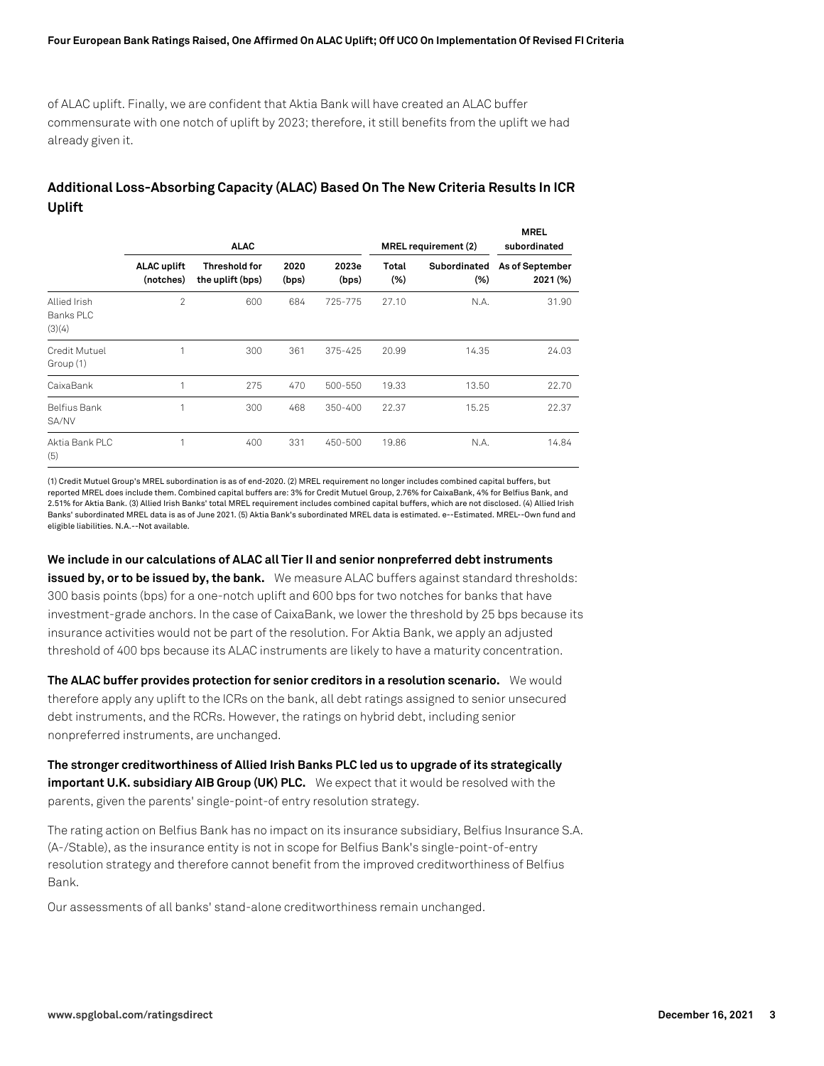of ALAC uplift. Finally, we are confident that Aktia Bank will have created an ALAC buffer commensurate with one notch of uplift by 2023; therefore, it still benefits from the uplift we had already given it.

## Additional Loss-Absorbing Capacity (ALAC) Based On The New Criteria Results In ICR Uplift

| | ALAC | | | | MREL requirement (2) | | MREL subordinated |
|---|---|---|---|---|---|---|---|
| | ALAC uplift (notches) | Threshold for the uplift (bps) | 2020 (bps) | 2023e (bps) | Total (%) | Subordinated (%) | As of September 2021 (%) |
| Allied Irish Banks PLC (3)(4) | 2 | 600 | 684 | 725-775 | 27.10 | N.A. | 31.90 |
| Credit Mutuel Group (1) | 1 | 300 | 361 | 375-425 | 20.99 | 14.35 | 24.03 |
| CaixaBank | 1 | 275 | 470 | 500-550 | 19.33 | 13.50 | 22.70 |
| Belfius Bank SA/NV | 1 | 300 | 468 | 350-400 | 22.37 | 15.25 | 22.37 |
| Aktia Bank PLC (5) | 1 | 400 | 331 | 450-500 | 19.86 | N.A. | 14.84 |

(1) Credit Mutuel Group's MREL subordination is as of end-2020. (2) MREL requirement no longer includes combined capital buffers, but reported MREL does include them. Combined capital buffers are: 3% for Credit Mutuel Group, 2.76% for CaixaBank, 4% for Belfius Bank, and 2.51% for Aktia Bank. (3) Allied Irish Banks' total MREL requirement includes combined capital buffers, which are not disclosed. (4) Allied Irish Banks' subordinated MREL data is as of June 2021. (5) Aktia Bank's subordinated MREL data is estimated. e--Estimated. MREL--Own fund and eligible liabilities. N.A.--Not available.

**We include in our calculations of ALAC all Tier II and senior nonpreferred debt instruments issued by, or to be issued by, the bank.** We measure ALAC buffers against standard thresholds: 300 basis points (bps) for a one-notch uplift and 600 bps for two notches for banks that have investment-grade anchors. In the case of CaixaBank, we lower the threshold by 25 bps because its insurance activities would not be part of the resolution. For Aktia Bank, we apply an adjusted threshold of 400 bps because its ALAC instruments are likely to have a maturity concentration.

**The ALAC buffer provides protection for senior creditors in a resolution scenario.** We would therefore apply any uplift to the ICRs on the bank, all debt ratings assigned to senior unsecured debt instruments, and the RCRs. However, the ratings on hybrid debt, including senior nonpreferred instruments, are unchanged.

**The stronger creditworthiness of Allied Irish Banks PLC led us to upgrade of its strategically important U.K. subsidiary AIB Group (UK) PLC.** We expect that it would be resolved with the parents, given the parents' single-point-of entry resolution strategy.

The rating action on Belfius Bank has no impact on its insurance subsidiary, Belfius Insurance S.A. (A-/Stable), as the insurance entity is not in scope for Belfius Bank's single-point-of-entry resolution strategy and therefore cannot benefit from the improved creditworthiness of Belfius Bank.

Our assessments of all banks' stand-alone creditworthiness remain unchanged.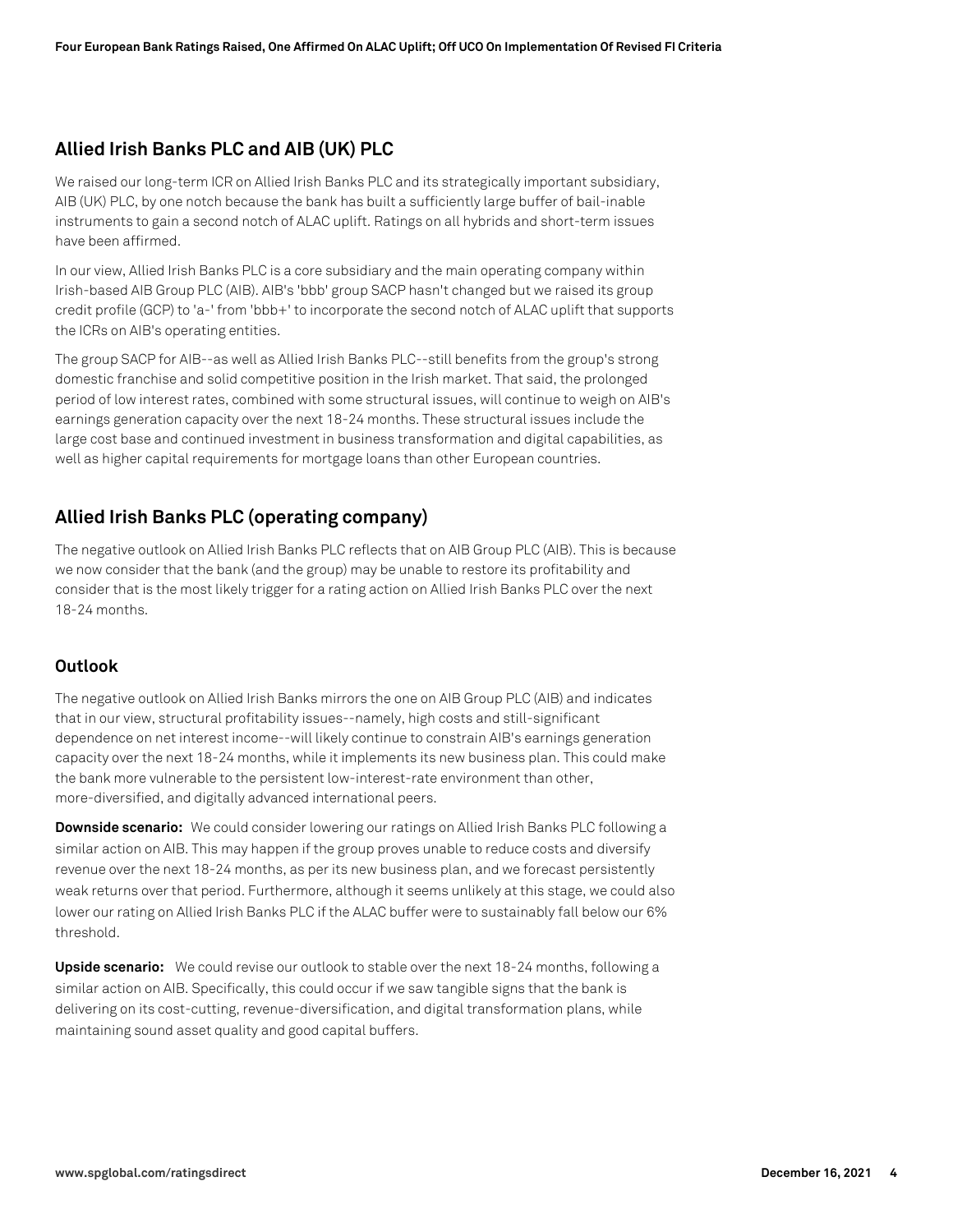## Allied Irish Banks PLC and AIB (UK) PLC

We raised our long-term ICR on Allied Irish Banks PLC and its strategically important subsidiary, AIB (UK) PLC, by one notch because the bank has built a sufficiently large buffer of bail-inable instruments to gain a second notch of ALAC uplift. Ratings on all hybrids and short-term issues have been affirmed.

In our view, Allied Irish Banks PLC is a core subsidiary and the main operating company within Irish-based AIB Group PLC (AIB). AIB's 'bbb' group SACP hasn't changed but we raised its group credit profile (GCP) to 'a-' from 'bbb+' to incorporate the second notch of ALAC uplift that supports the ICRs on AIB's operating entities.

The group SACP for AIB--as well as Allied Irish Banks PLC--still benefits from the group's strong domestic franchise and solid competitive position in the Irish market. That said, the prolonged period of low interest rates, combined with some structural issues, will continue to weigh on AIB's earnings generation capacity over the next 18-24 months. These structural issues include the large cost base and continued investment in business transformation and digital capabilities, as well as higher capital requirements for mortgage loans than other European countries.

## Allied Irish Banks PLC (operating company)

The negative outlook on Allied Irish Banks PLC reflects that on AIB Group PLC (AIB). This is because we now consider that the bank (and the group) may be unable to restore its profitability and consider that is the most likely trigger for a rating action on Allied Irish Banks PLC over the next 18-24 months.

### Outlook

The negative outlook on Allied Irish Banks mirrors the one on AIB Group PLC (AIB) and indicates that in our view, structural profitability issues--namely, high costs and still-significant dependence on net interest income--will likely continue to constrain AIB's earnings generation capacity over the next 18-24 months, while it implements its new business plan. This could make the bank more vulnerable to the persistent low-interest-rate environment than other, more-diversified, and digitally advanced international peers.

**Downside scenario:** We could consider lowering our ratings on Allied Irish Banks PLC following a similar action on AIB. This may happen if the group proves unable to reduce costs and diversify revenue over the next 18-24 months, as per its new business plan, and we forecast persistently weak returns over that period. Furthermore, although it seems unlikely at this stage, we could also lower our rating on Allied Irish Banks PLC if the ALAC buffer were to sustainably fall below our 6% threshold.

**Upside scenario:** We could revise our outlook to stable over the next 18-24 months, following a similar action on AIB. Specifically, this could occur if we saw tangible signs that the bank is delivering on its cost-cutting, revenue-diversification, and digital transformation plans, while maintaining sound asset quality and good capital buffers.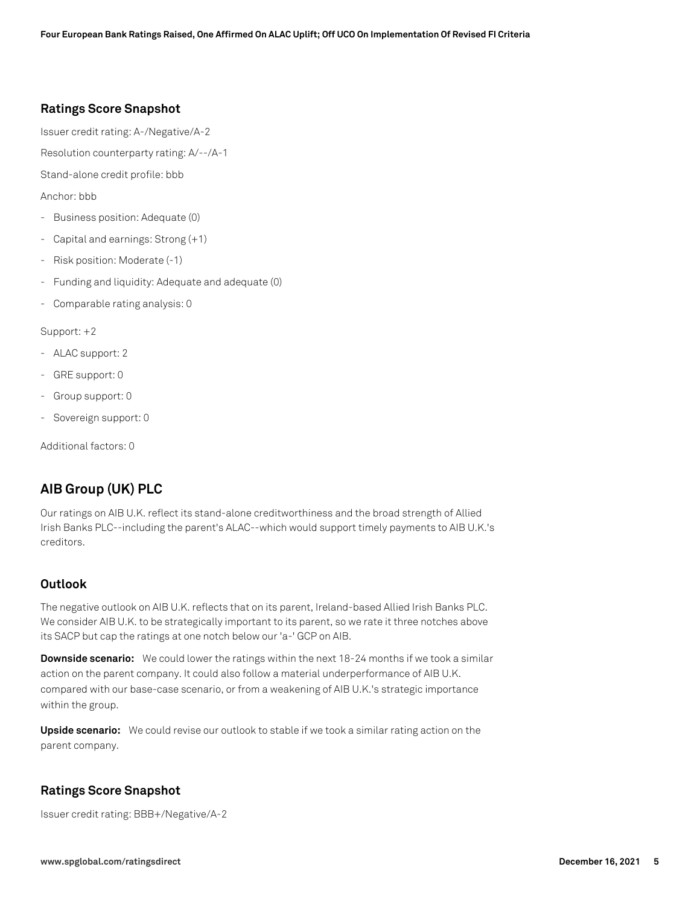### Ratings Score Snapshot

Issuer credit rating: A-/Negative/A-2

Resolution counterparty rating: A/--/A-1

Stand-alone credit profile: bbb

Anchor: bbb

- Business position: Adequate (0)
- Capital and earnings: Strong (+1)
- Risk position: Moderate (-1)
- Funding and liquidity: Adequate and adequate (0)
- Comparable rating analysis: 0

Support: +2

- ALAC support: 2
- GRE support: 0
- Group support: 0
- Sovereign support: 0

Additional factors: 0

## AIB Group (UK) PLC

Our ratings on AIB U.K. reflect its stand-alone creditworthiness and the broad strength of Allied Irish Banks PLC--including the parent's ALAC--which would support timely payments to AIB U.K.'s creditors.

### Outlook

The negative outlook on AIB U.K. reflects that on its parent, Ireland-based Allied Irish Banks PLC. We consider AIB U.K. to be strategically important to its parent, so we rate it three notches above its SACP but cap the ratings at one notch below our 'a-' GCP on AIB.

**Downside scenario:** We could lower the ratings within the next 18-24 months if we took a similar action on the parent company. It could also follow a material underperformance of AIB U.K. compared with our base-case scenario, or from a weakening of AIB U.K.'s strategic importance within the group.

**Upside scenario:** We could revise our outlook to stable if we took a similar rating action on the parent company.

### Ratings Score Snapshot

Issuer credit rating: BBB+/Negative/A-2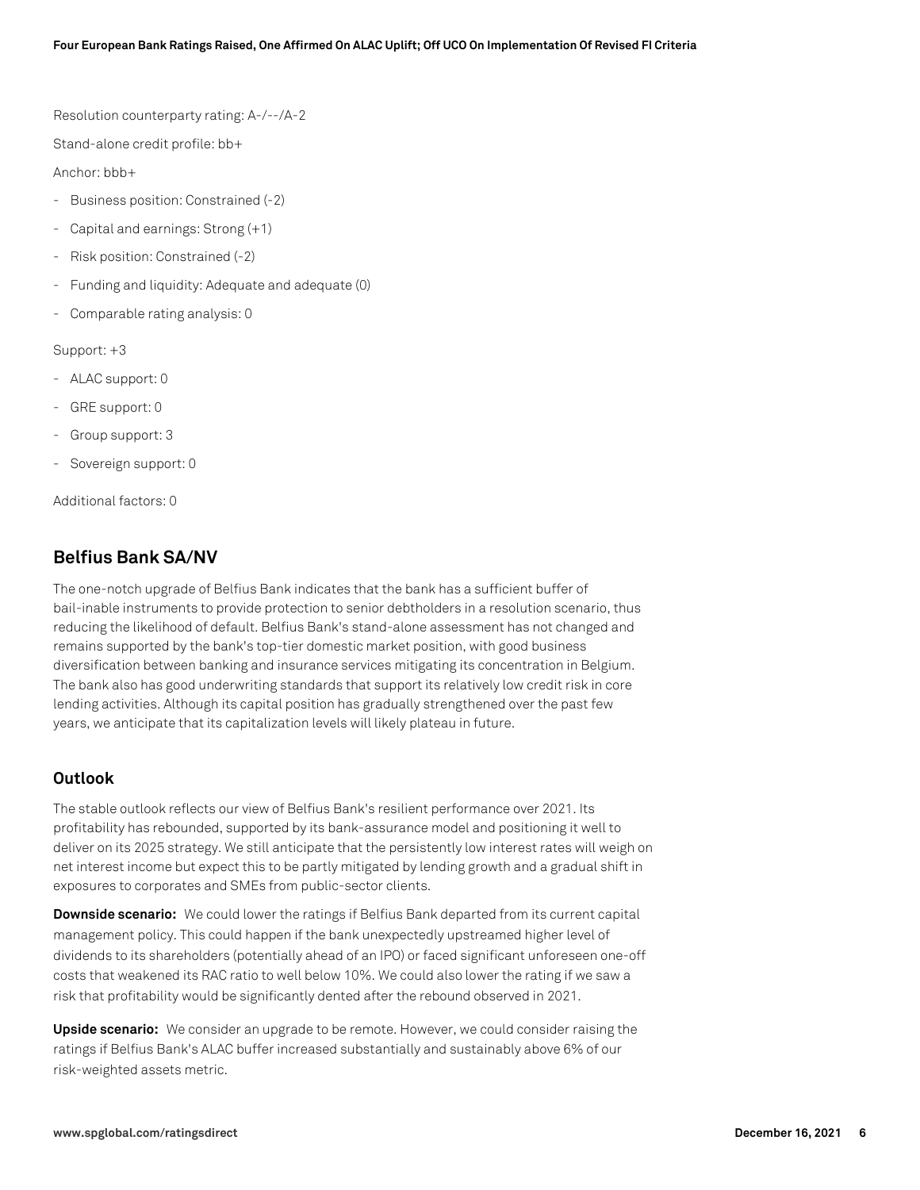Resolution counterparty rating: A-/--/A-2

Stand-alone credit profile: bb+

Anchor: bbb+

- Business position: Constrained (-2)
- Capital and earnings: Strong (+1)
- Risk position: Constrained (-2)
- Funding and liquidity: Adequate and adequate (0)
- Comparable rating analysis: 0

Support: +3

- ALAC support: 0
- GRE support: 0
- Group support: 3
- Sovereign support: 0

Additional factors: 0

## Belfius Bank SA/NV

The one-notch upgrade of Belfius Bank indicates that the bank has a sufficient buffer of bail-inable instruments to provide protection to senior debtholders in a resolution scenario, thus reducing the likelihood of default. Belfius Bank's stand-alone assessment has not changed and remains supported by the bank's top-tier domestic market position, with good business diversification between banking and insurance services mitigating its concentration in Belgium. The bank also has good underwriting standards that support its relatively low credit risk in core lending activities. Although its capital position has gradually strengthened over the past few years, we anticipate that its capitalization levels will likely plateau in future.

### Outlook

The stable outlook reflects our view of Belfius Bank's resilient performance over 2021. Its profitability has rebounded, supported by its bank-assurance model and positioning it well to deliver on its 2025 strategy. We still anticipate that the persistently low interest rates will weigh on net interest income but expect this to be partly mitigated by lending growth and a gradual shift in exposures to corporates and SMEs from public-sector clients.

**Downside scenario:** We could lower the ratings if Belfius Bank departed from its current capital management policy. This could happen if the bank unexpectedly upstreamed higher level of dividends to its shareholders (potentially ahead of an IPO) or faced significant unforeseen one-off costs that weakened its RAC ratio to well below 10%. We could also lower the rating if we saw a risk that profitability would be significantly dented after the rebound observed in 2021.

**Upside scenario:** We consider an upgrade to be remote. However, we could consider raising the ratings if Belfius Bank's ALAC buffer increased substantially and sustainably above 6% of our risk-weighted assets metric.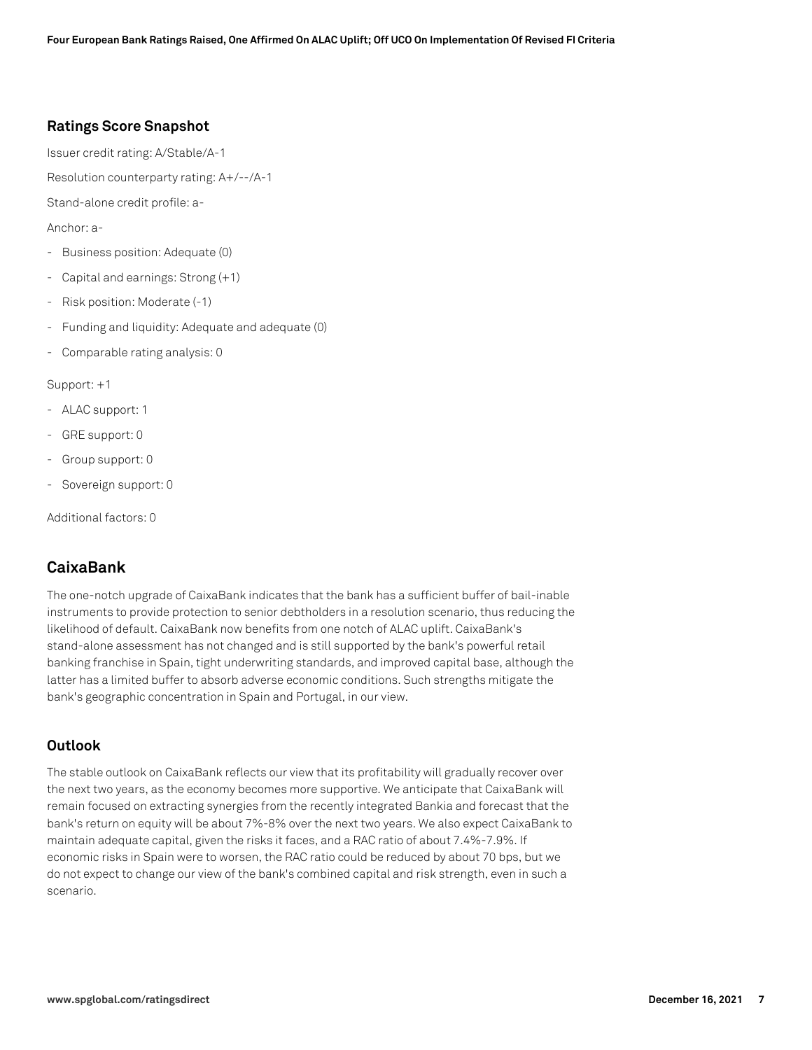### Ratings Score Snapshot

Issuer credit rating: A/Stable/A-1

Resolution counterparty rating: A+/--/A-1

Stand-alone credit profile: a-

Anchor: a-

- Business position: Adequate (0)
- Capital and earnings: Strong (+1)
- Risk position: Moderate (-1)
- Funding and liquidity: Adequate and adequate (0)
- Comparable rating analysis: 0

Support: +1

- ALAC support: 1
- GRE support: 0
- Group support: 0
- Sovereign support: 0

Additional factors: 0

## CaixaBank

The one-notch upgrade of CaixaBank indicates that the bank has a sufficient buffer of bail-inable instruments to provide protection to senior debtholders in a resolution scenario, thus reducing the likelihood of default. CaixaBank now benefits from one notch of ALAC uplift. CaixaBank's stand-alone assessment has not changed and is still supported by the bank's powerful retail banking franchise in Spain, tight underwriting standards, and improved capital base, although the latter has a limited buffer to absorb adverse economic conditions. Such strengths mitigate the bank's geographic concentration in Spain and Portugal, in our view.

### Outlook

The stable outlook on CaixaBank reflects our view that its profitability will gradually recover over the next two years, as the economy becomes more supportive. We anticipate that CaixaBank will remain focused on extracting synergies from the recently integrated Bankia and forecast that the bank's return on equity will be about 7%-8% over the next two years. We also expect CaixaBank to maintain adequate capital, given the risks it faces, and a RAC ratio of about 7.4%-7.9%. If economic risks in Spain were to worsen, the RAC ratio could be reduced by about 70 bps, but we do not expect to change our view of the bank's combined capital and risk strength, even in such a scenario.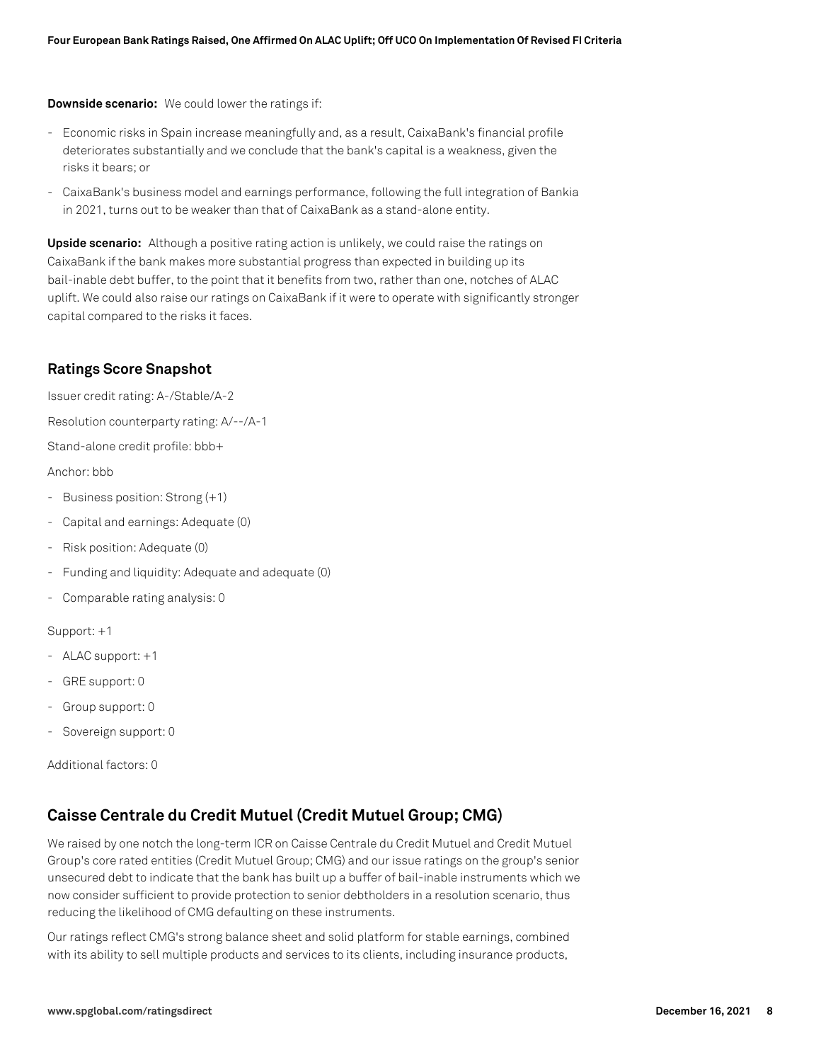**Downside scenario:** We could lower the ratings if:

- Economic risks in Spain increase meaningfully and, as a result, CaixaBank's financial profile deteriorates substantially and we conclude that the bank's capital is a weakness, given the risks it bears; or
- CaixaBank's business model and earnings performance, following the full integration of Bankia in 2021, turns out to be weaker than that of CaixaBank as a stand-alone entity.

**Upside scenario:** Although a positive rating action is unlikely, we could raise the ratings on CaixaBank if the bank makes more substantial progress than expected in building up its bail-inable debt buffer, to the point that it benefits from two, rather than one, notches of ALAC uplift. We could also raise our ratings on CaixaBank if it were to operate with significantly stronger capital compared to the risks it faces.

## Ratings Score Snapshot

Issuer credit rating: A-/Stable/A-2

Resolution counterparty rating: A/--/A-1

Stand-alone credit profile: bbb+

Anchor: bbb

- Business position: Strong (+1)
- Capital and earnings: Adequate (0)
- Risk position: Adequate (0)
- Funding and liquidity: Adequate and adequate (0)
- Comparable rating analysis: 0

Support: +1

- ALAC support: +1
- GRE support: 0
- Group support: 0
- Sovereign support: 0

Additional factors: 0

## Caisse Centrale du Credit Mutuel (Credit Mutuel Group; CMG)

We raised by one notch the long-term ICR on Caisse Centrale du Credit Mutuel and Credit Mutuel Group's core rated entities (Credit Mutuel Group; CMG) and our issue ratings on the group's senior unsecured debt to indicate that the bank has built up a buffer of bail-inable instruments which we now consider sufficient to provide protection to senior debtholders in a resolution scenario, thus reducing the likelihood of CMG defaulting on these instruments.

Our ratings reflect CMG's strong balance sheet and solid platform for stable earnings, combined with its ability to sell multiple products and services to its clients, including insurance products,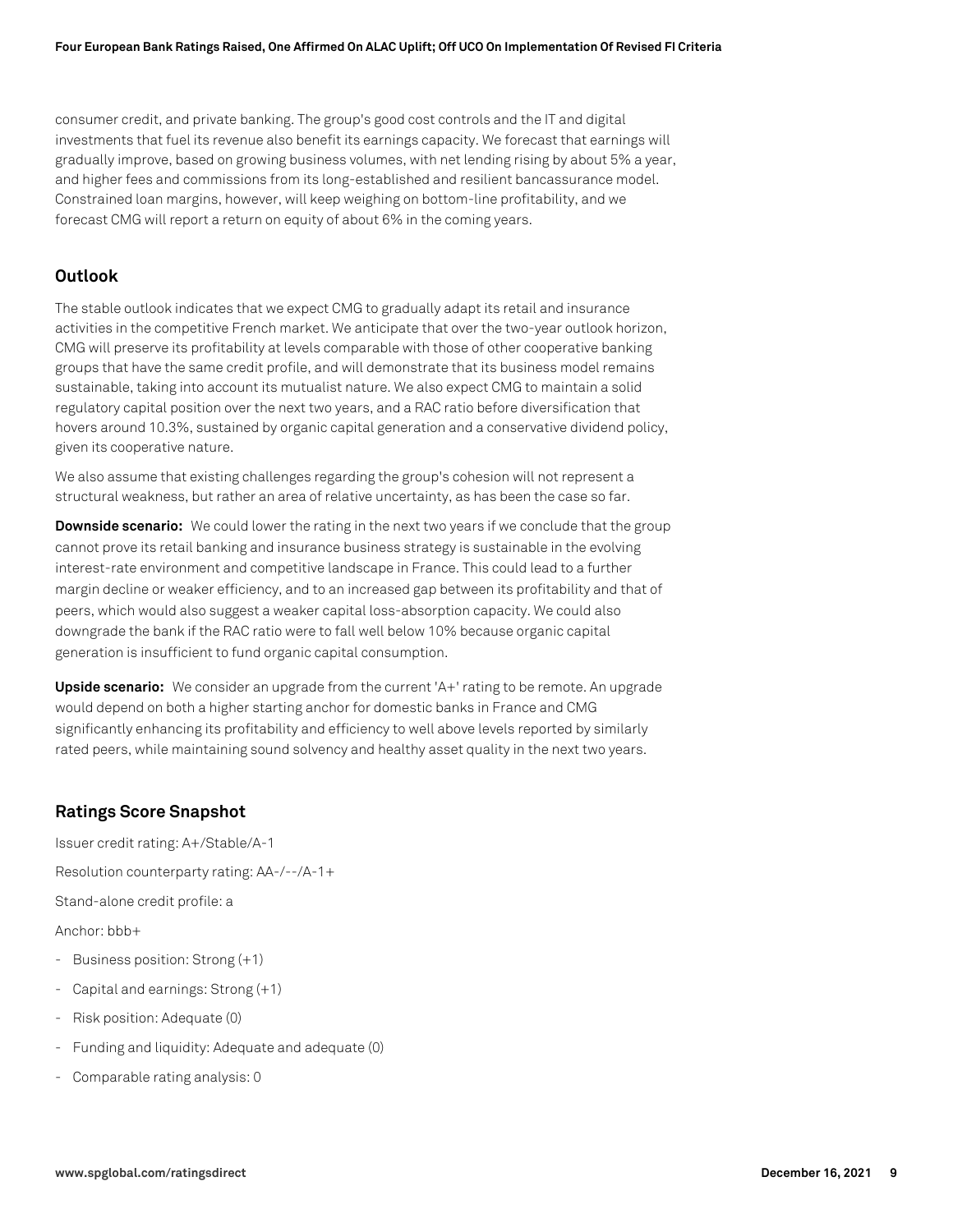consumer credit, and private banking. The group's good cost controls and the IT and digital investments that fuel its revenue also benefit its earnings capacity. We forecast that earnings will gradually improve, based on growing business volumes, with net lending rising by about 5% a year, and higher fees and commissions from its long-established and resilient bancassurance model. Constrained loan margins, however, will keep weighing on bottom-line profitability, and we forecast CMG will report a return on equity of about 6% in the coming years.

## Outlook

The stable outlook indicates that we expect CMG to gradually adapt its retail and insurance activities in the competitive French market. We anticipate that over the two-year outlook horizon, CMG will preserve its profitability at levels comparable with those of other cooperative banking groups that have the same credit profile, and will demonstrate that its business model remains sustainable, taking into account its mutualist nature. We also expect CMG to maintain a solid regulatory capital position over the next two years, and a RAC ratio before diversification that hovers around 10.3%, sustained by organic capital generation and a conservative dividend policy, given its cooperative nature.

We also assume that existing challenges regarding the group's cohesion will not represent a structural weakness, but rather an area of relative uncertainty, as has been the case so far.

**Downside scenario:** We could lower the rating in the next two years if we conclude that the group cannot prove its retail banking and insurance business strategy is sustainable in the evolving interest-rate environment and competitive landscape in France. This could lead to a further margin decline or weaker efficiency, and to an increased gap between its profitability and that of peers, which would also suggest a weaker capital loss-absorption capacity. We could also downgrade the bank if the RAC ratio were to fall well below 10% because organic capital generation is insufficient to fund organic capital consumption.

**Upside scenario:** We consider an upgrade from the current 'A+' rating to be remote. An upgrade would depend on both a higher starting anchor for domestic banks in France and CMG significantly enhancing its profitability and efficiency to well above levels reported by similarly rated peers, while maintaining sound solvency and healthy asset quality in the next two years.

## Ratings Score Snapshot

Issuer credit rating: A+/Stable/A-1

Resolution counterparty rating: AA-/--/A-1+

Stand-alone credit profile: a

Anchor: bbb+

- Business position: Strong (+1)
- Capital and earnings: Strong (+1)
- Risk position: Adequate (0)
- Funding and liquidity: Adequate and adequate (0)
- Comparable rating analysis: 0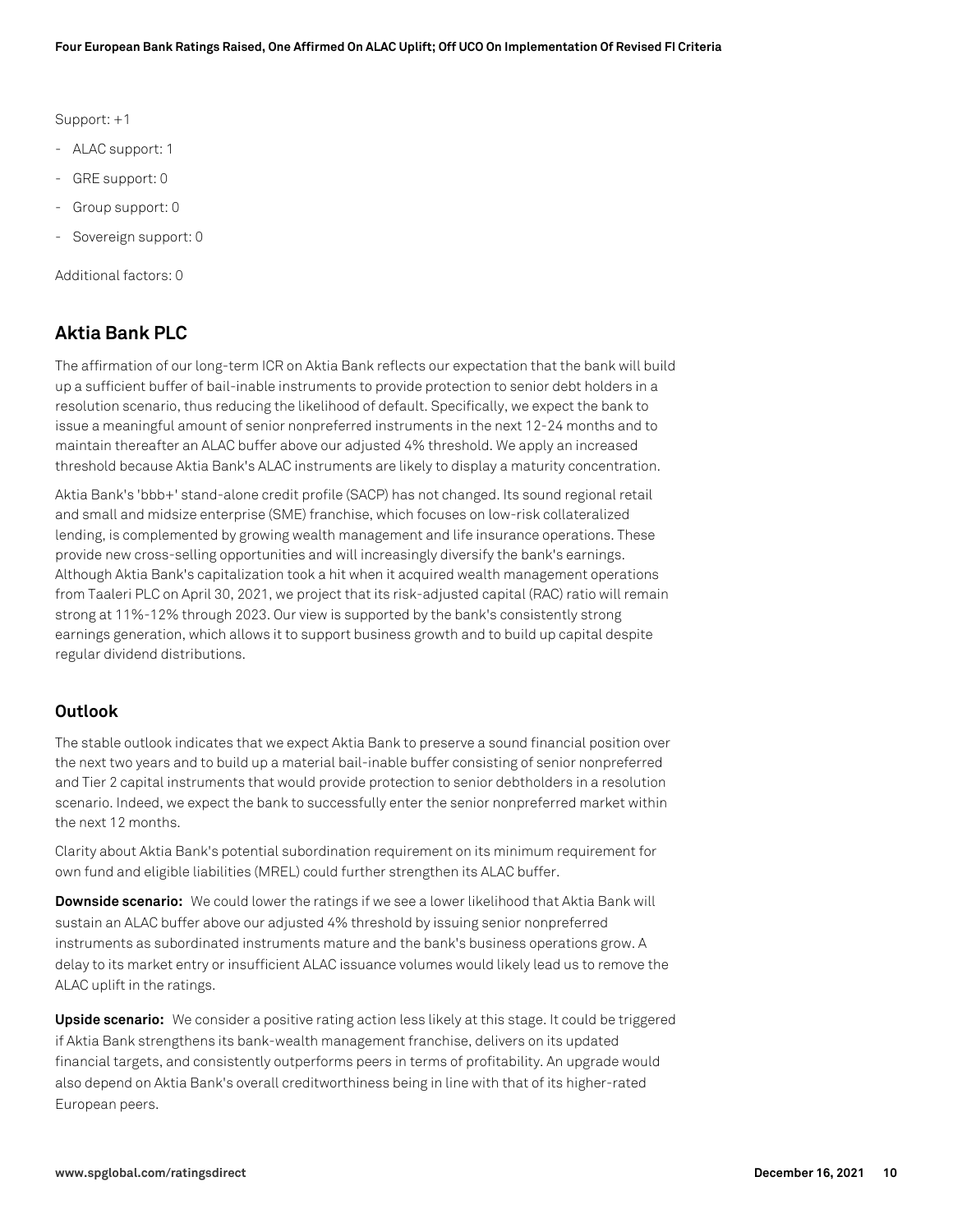Support: +1

- ALAC support: 1
- GRE support: 0
- Group support: 0
- Sovereign support: 0

Additional factors: 0

## Aktia Bank PLC

The affirmation of our long-term ICR on Aktia Bank reflects our expectation that the bank will build up a sufficient buffer of bail-inable instruments to provide protection to senior debt holders in a resolution scenario, thus reducing the likelihood of default. Specifically, we expect the bank to issue a meaningful amount of senior nonpreferred instruments in the next 12-24 months and to maintain thereafter an ALAC buffer above our adjusted 4% threshold. We apply an increased threshold because Aktia Bank's ALAC instruments are likely to display a maturity concentration.

Aktia Bank's 'bbb+' stand-alone credit profile (SACP) has not changed. Its sound regional retail and small and midsize enterprise (SME) franchise, which focuses on low-risk collateralized lending, is complemented by growing wealth management and life insurance operations. These provide new cross-selling opportunities and will increasingly diversify the bank's earnings. Although Aktia Bank's capitalization took a hit when it acquired wealth management operations from Taaleri PLC on April 30, 2021, we project that its risk-adjusted capital (RAC) ratio will remain strong at 11%-12% through 2023. Our view is supported by the bank's consistently strong earnings generation, which allows it to support business growth and to build up capital despite regular dividend distributions.

### Outlook

The stable outlook indicates that we expect Aktia Bank to preserve a sound financial position over the next two years and to build up a material bail-inable buffer consisting of senior nonpreferred and Tier 2 capital instruments that would provide protection to senior debtholders in a resolution scenario. Indeed, we expect the bank to successfully enter the senior nonpreferred market within the next 12 months.

Clarity about Aktia Bank's potential subordination requirement on its minimum requirement for own fund and eligible liabilities (MREL) could further strengthen its ALAC buffer.

**Downside scenario:** We could lower the ratings if we see a lower likelihood that Aktia Bank will sustain an ALAC buffer above our adjusted 4% threshold by issuing senior nonpreferred instruments as subordinated instruments mature and the bank's business operations grow. A delay to its market entry or insufficient ALAC issuance volumes would likely lead us to remove the ALAC uplift in the ratings.

**Upside scenario:** We consider a positive rating action less likely at this stage. It could be triggered if Aktia Bank strengthens its bank-wealth management franchise, delivers on its updated financial targets, and consistently outperforms peers in terms of profitability. An upgrade would also depend on Aktia Bank's overall creditworthiness being in line with that of its higher-rated European peers.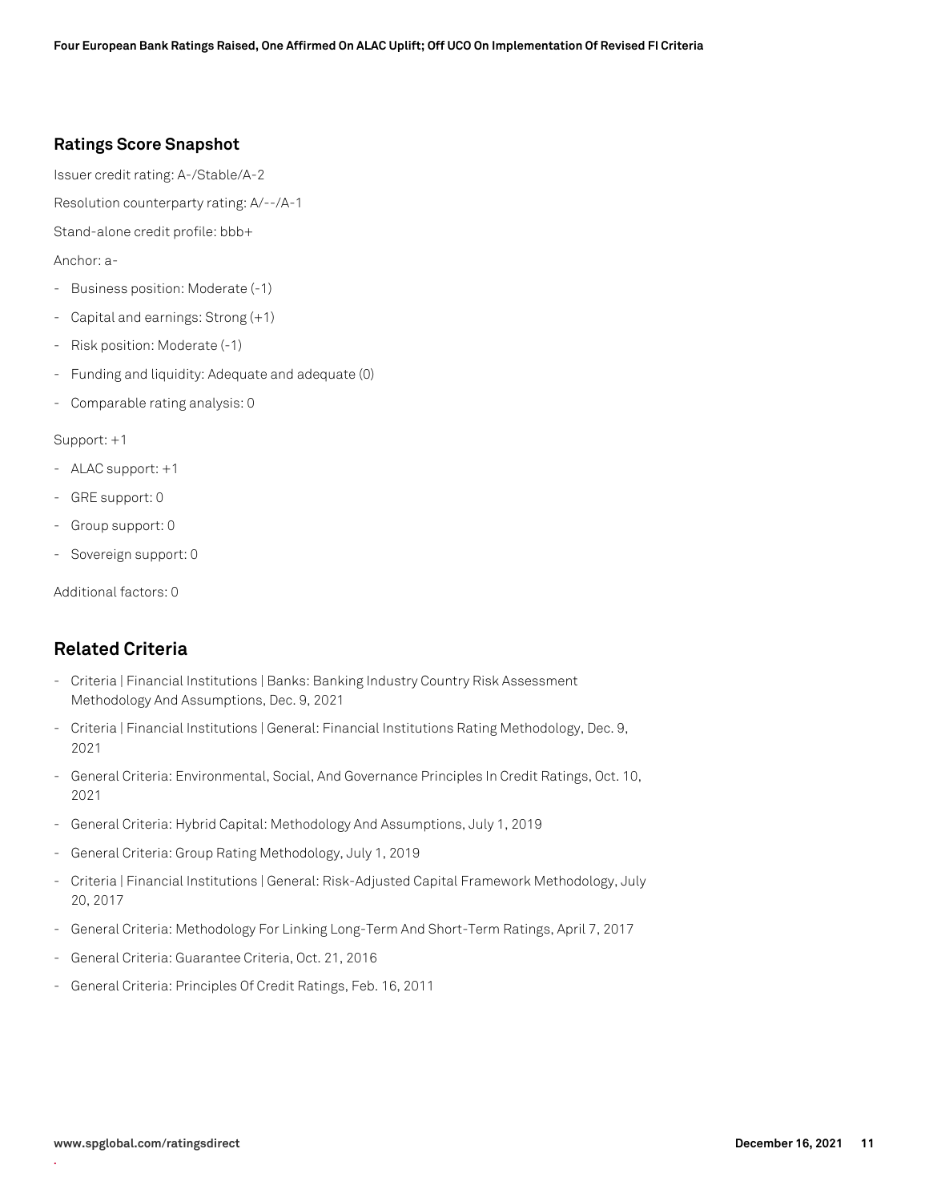### Ratings Score Snapshot

Issuer credit rating: A-/Stable/A-2

Resolution counterparty rating: A/--/A-1

Stand-alone credit profile: bbb+

Anchor: a-

- Business position: Moderate (-1)
- Capital and earnings: Strong (+1)
- Risk position: Moderate (-1)
- Funding and liquidity: Adequate and adequate (0)
- Comparable rating analysis: 0

Support: +1

- ALAC support: +1
- GRE support: 0
- Group support: 0
- Sovereign support: 0

Additional factors: 0

## Related Criteria

- Criteria | Financial Institutions | Banks: Banking Industry Country Risk Assessment Methodology And Assumptions, Dec. 9, 2021
- Criteria | Financial Institutions | General: Financial Institutions Rating Methodology, Dec. 9, 2021
- General Criteria: Environmental, Social, And Governance Principles In Credit Ratings, Oct. 10, 2021
- General Criteria: Hybrid Capital: Methodology And Assumptions, July 1, 2019
- General Criteria: Group Rating Methodology, July 1, 2019
- Criteria | Financial Institutions | General: Risk-Adjusted Capital Framework Methodology, July 20, 2017
- General Criteria: Methodology For Linking Long-Term And Short-Term Ratings, April 7, 2017
- General Criteria: Guarantee Criteria, Oct. 21, 2016
- General Criteria: Principles Of Credit Ratings, Feb. 16, 2011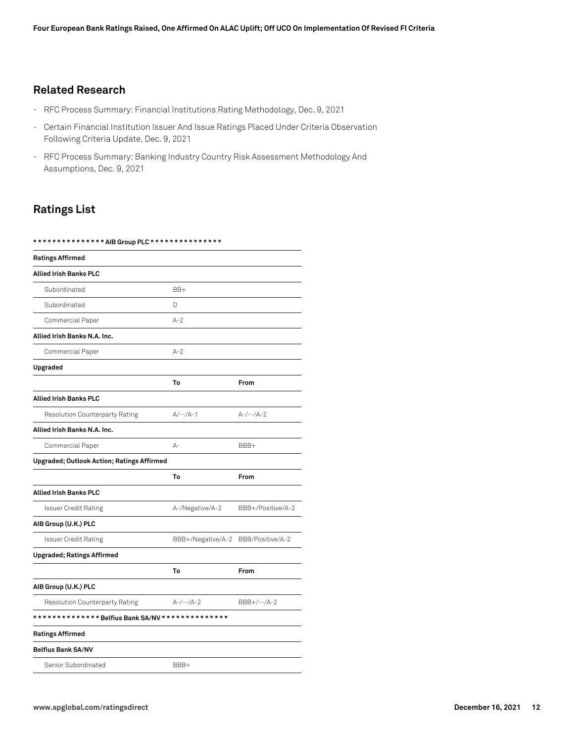## Related Research

- RFC Process Summary: Financial Institutions Rating Methodology, Dec. 9, 2021
- Certain Financial Institution Issuer And Issue Ratings Placed Under Criteria Observation Following Criteria Update, Dec. 9, 2021
- RFC Process Summary: Banking Industry Country Risk Assessment Methodology And Assumptions, Dec. 9, 2021

## Ratings List

| *************** AIB Group PLC *************** | | |
|---|---|---|
| **Ratings Affirmed** | | |
| **Allied Irish Banks PLC** | | |
| Subordinated | BB+ | |
| Subordinated | D | |
| Commercial Paper | A-2 | |
| **Allied Irish Banks N.A. Inc.** | | |
| Commercial Paper | A-2 | |
| **Upgraded** | | |
| | **To** | **From** |
| **Allied Irish Banks PLC** | | |
| Resolution Counterparty Rating | A/--/A-1 | A-/--/A-2 |
| **Allied Irish Banks N.A. Inc.** | | |
| Commercial Paper | A- | BBB+ |
| **Upgraded; Outlook Action; Ratings Affirmed** | | |
| | **To** | **From** |
| **Allied Irish Banks PLC** | | |
| Issuer Credit Rating | A-/Negative/A-2 | BBB+/Positive/A-2 |
| **AIB Group (U.K.) PLC** | | |
| Issuer Credit Rating | BBB+/Negative/A-2 | BBB/Positive/A-2 |
| **Upgraded; Ratings Affirmed** | | |
| | **To** | **From** |
| **AIB Group (U.K.) PLC** | | |
| Resolution Counterparty Rating | A-/--/A-2 | BBB+/--/A-2 |
| ************** Belfius Bank SA/NV ************** | | |
| **Ratings Affirmed** | | |
| **Belfius Bank SA/NV** | | |
| Senior Subordinated | BBB+ | |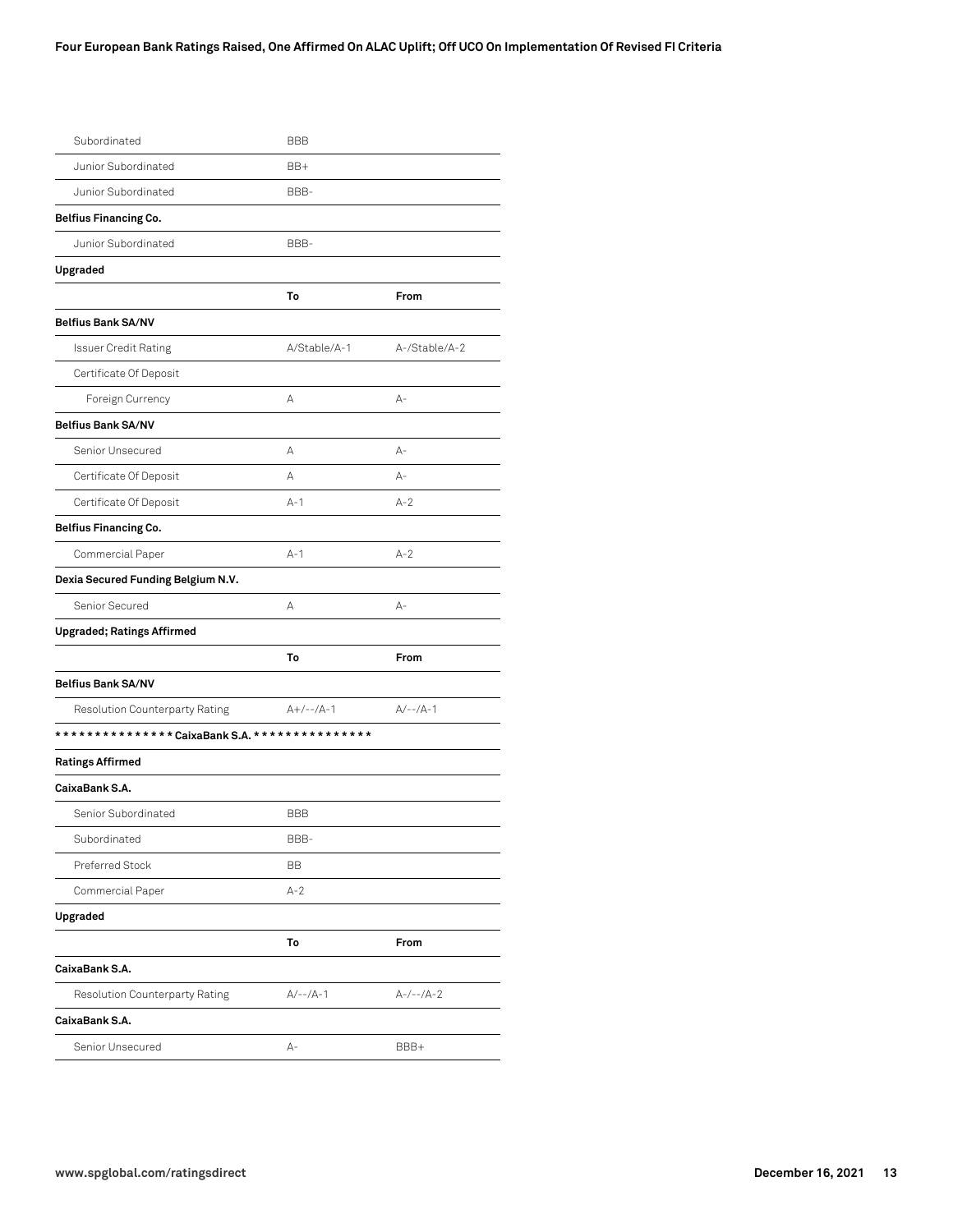| | | |
|---|---|---|
| Subordinated | BBB | |
| Junior Subordinated | BB+ | |
| Junior Subordinated | BBB- | |
| **Belfius Financing Co.** | | |
| Junior Subordinated | BBB- | |
| **Upgraded** | | |
| | **To** | **From** |
| **Belfius Bank SA/NV** | | |
| Issuer Credit Rating | A/Stable/A-1 | A-/Stable/A-2 |
| Certificate Of Deposit | | |
| Foreign Currency | A | A- |
| **Belfius Bank SA/NV** | | |
| Senior Unsecured | A | A- |
| Certificate Of Deposit | A | A- |
| Certificate Of Deposit | A-1 | A-2 |
| **Belfius Financing Co.** | | |
| Commercial Paper | A-1 | A-2 |
| **Dexia Secured Funding Belgium N.V.** | | |
| Senior Secured | A | A- |
| **Upgraded; Ratings Affirmed** | | |
| | **To** | **From** |
| **Belfius Bank SA/NV** | | |
| Resolution Counterparty Rating | A+/--/A-1 | A/--/A-1 |

**************** CaixaBank S.A. ****************

| | | |
|---|---|---|
| **Ratings Affirmed** | | |
| **CaixaBank S.A.** | | |
| Senior Subordinated | BBB | |
| Subordinated | BBB- | |
| Preferred Stock | BB | |
| Commercial Paper | A-2 | |
| **Upgraded** | | |
| | **To** | **From** |
| **CaixaBank S.A.** | | |
| Resolution Counterparty Rating | A/--/A-1 | A-/--/A-2 |
| **CaixaBank S.A.** | | |
| Senior Unsecured | A- | BBB+ |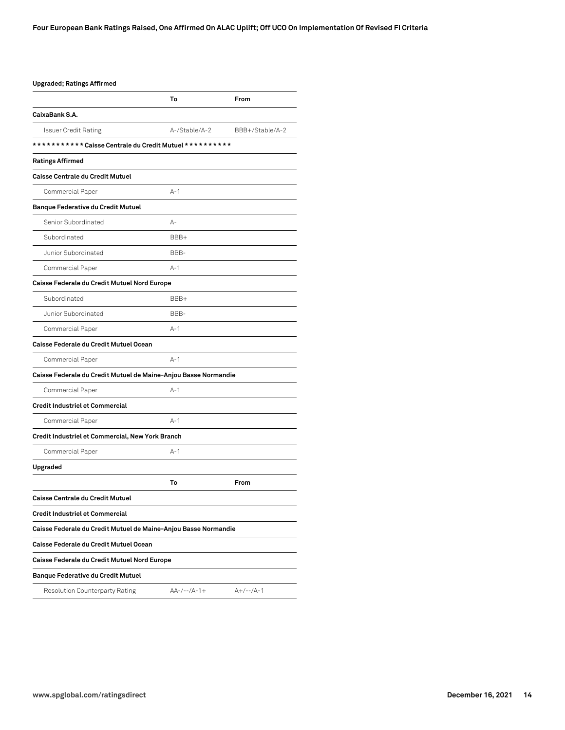**Upgraded; Ratings Affirmed**

| | To | From |
|---|---|---|
| **CaixaBank S.A.** | | |
| Issuer Credit Rating | A-/Stable/A-2 | BBB+/Stable/A-2 |
| **************\* Caisse Centrale du Credit Mutuel \*\*\*\*\*\*\*\*\*\*** | | |
| **Ratings Affirmed** | | |
| **Caisse Centrale du Credit Mutuel** | | |
| Commercial Paper | A-1 | |
| **Banque Federative du Credit Mutuel** | | |
| Senior Subordinated | A- | |
| Subordinated | BBB+ | |
| Junior Subordinated | BBB- | |
| Commercial Paper | A-1 | |
| **Caisse Federale du Credit Mutuel Nord Europe** | | |
| Subordinated | BBB+ | |
| Junior Subordinated | BBB- | |
| Commercial Paper | A-1 | |
| **Caisse Federale du Credit Mutuel Ocean** | | |
| Commercial Paper | A-1 | |
| **Caisse Federale du Credit Mutuel de Maine-Anjou Basse Normandie** | | |
| Commercial Paper | A-1 | |
| **Credit Industriel et Commercial** | | |
| Commercial Paper | A-1 | |
| **Credit Industriel et Commercial, New York Branch** | | |
| Commercial Paper | A-1 | |
| **Upgraded** | | |
| | **To** | **From** |
| **Caisse Centrale du Credit Mutuel** | | |
| **Credit Industriel et Commercial** | | |
| **Caisse Federale du Credit Mutuel de Maine-Anjou Basse Normandie** | | |
| **Caisse Federale du Credit Mutuel Ocean** | | |
| **Caisse Federale du Credit Mutuel Nord Europe** | | |
| **Banque Federative du Credit Mutuel** | | |
| Resolution Counterparty Rating | AA-/--/A-1+ | A+/--/A-1 |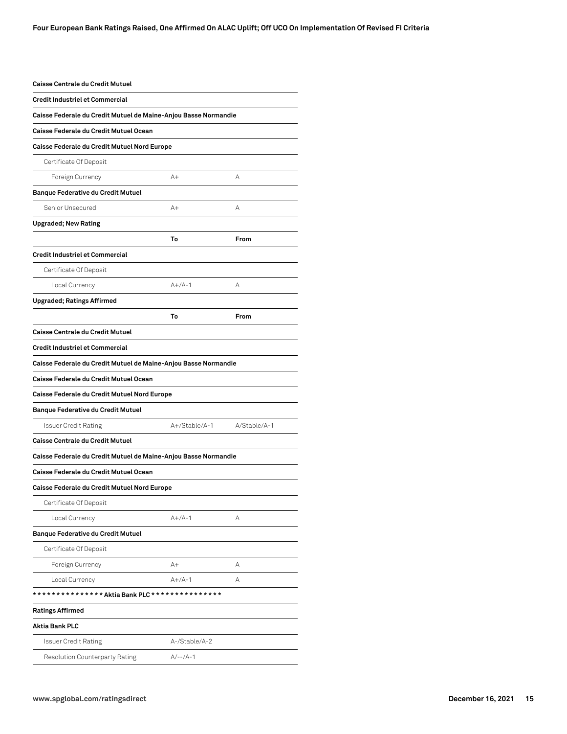| | | |
|---|---|---|
| **Caisse Centrale du Credit Mutuel** | | |
| **Credit Industriel et Commercial** | | |
| **Caisse Federale du Credit Mutuel de Maine-Anjou Basse Normandie** | | |
| **Caisse Federale du Credit Mutuel Ocean** | | |
| **Caisse Federale du Credit Mutuel Nord Europe** | | |
| Certificate Of Deposit | | |
| Foreign Currency | A+ | A |
| **Banque Federative du Credit Mutuel** | | |
| Senior Unsecured | A+ | A |
| **Upgraded; New Rating** | | |
| | **To** | **From** |
| **Credit Industriel et Commercial** | | |
| Certificate Of Deposit | | |
| Local Currency | A+/A-1 | A |
| **Upgraded; Ratings Affirmed** | | |
| | **To** | **From** |
| **Caisse Centrale du Credit Mutuel** | | |
| **Credit Industriel et Commercial** | | |
| **Caisse Federale du Credit Mutuel de Maine-Anjou Basse Normandie** | | |
| **Caisse Federale du Credit Mutuel Ocean** | | |
| **Caisse Federale du Credit Mutuel Nord Europe** | | |
| **Banque Federative du Credit Mutuel** | | |
| Issuer Credit Rating | A+/Stable/A-1 | A/Stable/A-1 |
| **Caisse Centrale du Credit Mutuel** | | |
| **Caisse Federale du Credit Mutuel de Maine-Anjou Basse Normandie** | | |
| **Caisse Federale du Credit Mutuel Ocean** | | |
| **Caisse Federale du Credit Mutuel Nord Europe** | | |
| Certificate Of Deposit | | |
| Local Currency | A+/A-1 | A |
| **Banque Federative du Credit Mutuel** | | |
| Certificate Of Deposit | | |
| Foreign Currency | A+ | A |
| Local Currency | A+/A-1 | A |
| **\*\*\*\*\*\*\*\*\*\*\*\*\*\*\* Aktia Bank PLC \*\*\*\*\*\*\*\*\*\*\*\*\*\*\*** | | |
| **Ratings Affirmed** | | |
| **Aktia Bank PLC** | | |
| Issuer Credit Rating | A-/Stable/A-2 | |
| Resolution Counterparty Rating | A/--/A-1 | |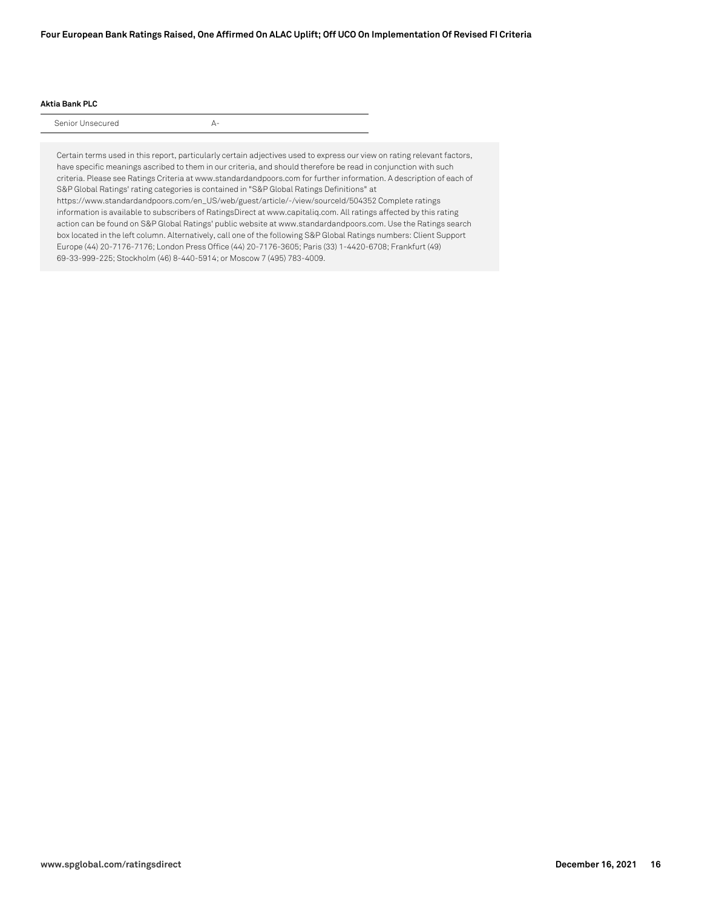**Aktia Bank PLC**

| | |
|---|---|
| Senior Unsecured | A- |

Certain terms used in this report, particularly certain adjectives used to express our view on rating relevant factors, have specific meanings ascribed to them in our criteria, and should therefore be read in conjunction with such criteria. Please see Ratings Criteria at www.standardandpoors.com for further information. A description of each of S&P Global Ratings' rating categories is contained in "S&P Global Ratings Definitions" at https://www.standardandpoors.com/en_US/web/guest/article/-/view/sourceId/504352 Complete ratings information is available to subscribers of RatingsDirect at www.capitaliq.com. All ratings affected by this rating action can be found on S&P Global Ratings' public website at www.standardandpoors.com. Use the Ratings search box located in the left column. Alternatively, call one of the following S&P Global Ratings numbers: Client Support Europe (44) 20-7176-7176; London Press Office (44) 20-7176-3605; Paris (33) 1-4420-6708; Frankfurt (49) 69-33-999-225; Stockholm (46) 8-440-5914; or Moscow 7 (495) 783-4009.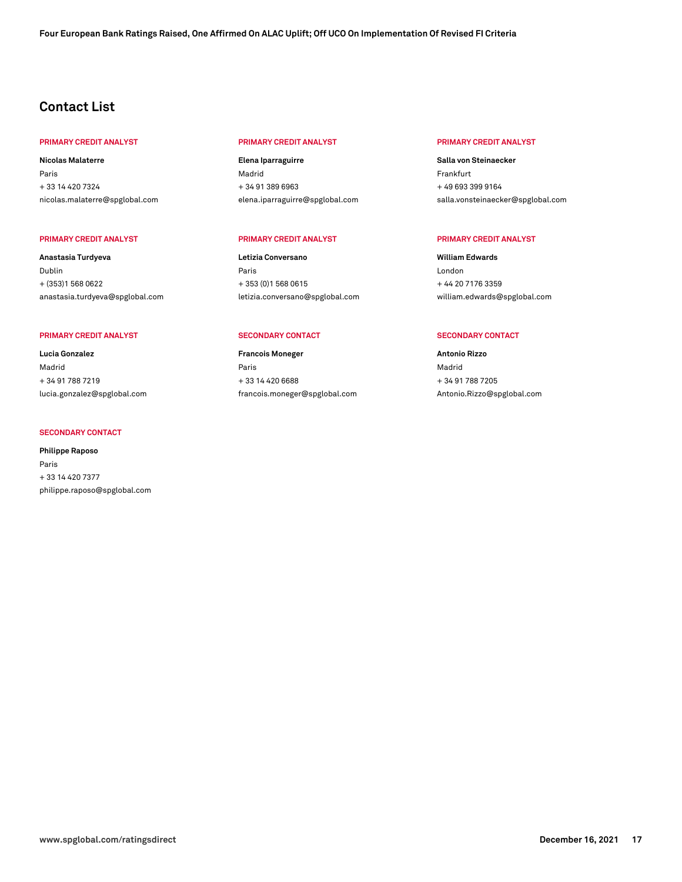## Contact List

**PRIMARY CREDIT ANALYST**

**Nicolas Malaterre**
Paris
+ 33 14 420 7324
nicolas.malaterre@spglobal.com

**PRIMARY CREDIT ANALYST**

**Elena Iparraguirre**
Madrid
+ 34 91 389 6963
elena.iparraguirre@spglobal.com

**PRIMARY CREDIT ANALYST**

**Salla von Steinaecker**
Frankfurt
+ 49 693 399 9164
salla.vonsteinaecker@spglobal.com

**PRIMARY CREDIT ANALYST**

**Anastasia Turdyeva**
Dublin
+ (353)1 568 0622
anastasia.turdyeva@spglobal.com

**PRIMARY CREDIT ANALYST**

**Letizia Conversano**
Paris
+ 353 (0)1 568 0615
letizia.conversano@spglobal.com

**PRIMARY CREDIT ANALYST**

**William Edwards**
London
+ 44 20 7176 3359
william.edwards@spglobal.com

**PRIMARY CREDIT ANALYST**

**Lucia Gonzalez**
Madrid
+ 34 91 788 7219
lucia.gonzalez@spglobal.com

**SECONDARY CONTACT**

**Francois Moneger**
Paris
+ 33 14 420 6688
francois.moneger@spglobal.com

**SECONDARY CONTACT**

**Antonio Rizzo**
Madrid
+ 34 91 788 7205
Antonio.Rizzo@spglobal.com

**SECONDARY CONTACT**

**Philippe Raposo**
Paris
+ 33 14 420 7377
philippe.raposo@spglobal.com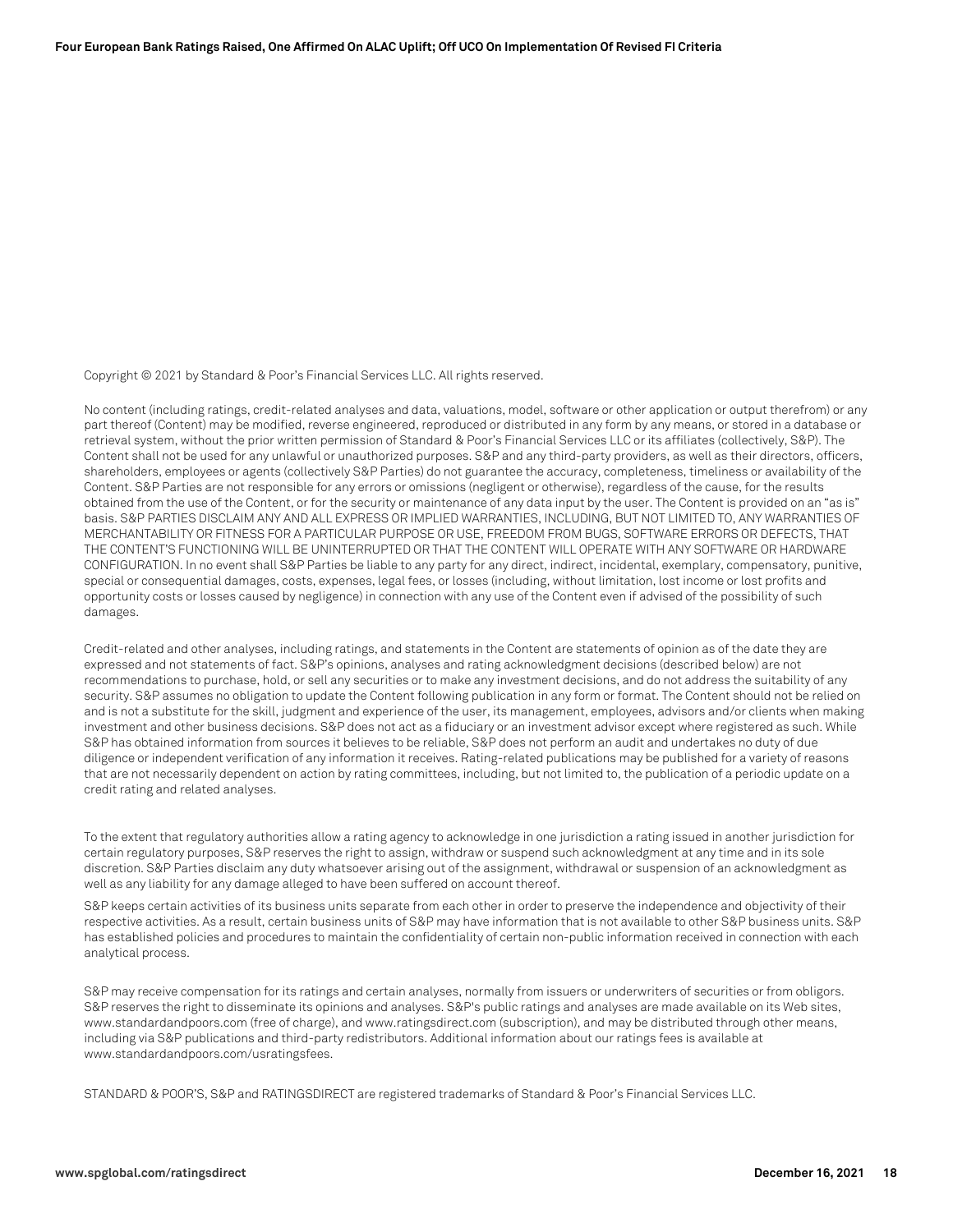Copyright © 2021 by Standard & Poor's Financial Services LLC. All rights reserved.

No content (including ratings, credit-related analyses and data, valuations, model, software or other application or output therefrom) or any part thereof (Content) may be modified, reverse engineered, reproduced or distributed in any form by any means, or stored in a database or retrieval system, without the prior written permission of Standard & Poor's Financial Services LLC or its affiliates (collectively, S&P). The Content shall not be used for any unlawful or unauthorized purposes. S&P and any third-party providers, as well as their directors, officers, shareholders, employees or agents (collectively S&P Parties) do not guarantee the accuracy, completeness, timeliness or availability of the Content. S&P Parties are not responsible for any errors or omissions (negligent or otherwise), regardless of the cause, for the results obtained from the use of the Content, or for the security or maintenance of any data input by the user. The Content is provided on an "as is" basis. S&P PARTIES DISCLAIM ANY AND ALL EXPRESS OR IMPLIED WARRANTIES, INCLUDING, BUT NOT LIMITED TO, ANY WARRANTIES OF MERCHANTABILITY OR FITNESS FOR A PARTICULAR PURPOSE OR USE, FREEDOM FROM BUGS, SOFTWARE ERRORS OR DEFECTS, THAT THE CONTENT'S FUNCTIONING WILL BE UNINTERRUPTED OR THAT THE CONTENT WILL OPERATE WITH ANY SOFTWARE OR HARDWARE CONFIGURATION. In no event shall S&P Parties be liable to any party for any direct, indirect, incidental, exemplary, compensatory, punitive, special or consequential damages, costs, expenses, legal fees, or losses (including, without limitation, lost income or lost profits and opportunity costs or losses caused by negligence) in connection with any use of the Content even if advised of the possibility of such damages.

Credit-related and other analyses, including ratings, and statements in the Content are statements of opinion as of the date they are expressed and not statements of fact. S&P's opinions, analyses and rating acknowledgment decisions (described below) are not recommendations to purchase, hold, or sell any securities or to make any investment decisions, and do not address the suitability of any security. S&P assumes no obligation to update the Content following publication in any form or format. The Content should not be relied on and is not a substitute for the skill, judgment and experience of the user, its management, employees, advisors and/or clients when making investment and other business decisions. S&P does not act as a fiduciary or an investment advisor except where registered as such. While S&P has obtained information from sources it believes to be reliable, S&P does not perform an audit and undertakes no duty of due diligence or independent verification of any information it receives. Rating-related publications may be published for a variety of reasons that are not necessarily dependent on action by rating committees, including, but not limited to, the publication of a periodic update on a credit rating and related analyses.

To the extent that regulatory authorities allow a rating agency to acknowledge in one jurisdiction a rating issued in another jurisdiction for certain regulatory purposes, S&P reserves the right to assign, withdraw or suspend such acknowledgment at any time and in its sole discretion. S&P Parties disclaim any duty whatsoever arising out of the assignment, withdrawal or suspension of an acknowledgment as well as any liability for any damage alleged to have been suffered on account thereof.

S&P keeps certain activities of its business units separate from each other in order to preserve the independence and objectivity of their respective activities. As a result, certain business units of S&P may have information that is not available to other S&P business units. S&P has established policies and procedures to maintain the confidentiality of certain non-public information received in connection with each analytical process.

S&P may receive compensation for its ratings and certain analyses, normally from issuers or underwriters of securities or from obligors. S&P reserves the right to disseminate its opinions and analyses. S&P's public ratings and analyses are made available on its Web sites, www.standardandpoors.com (free of charge), and www.ratingsdirect.com (subscription), and may be distributed through other means, including via S&P publications and third-party redistributors. Additional information about our ratings fees is available at www.standardandpoors.com/usratingsfees.

STANDARD & POOR'S, S&P and RATINGSDIRECT are registered trademarks of Standard & Poor's Financial Services LLC.